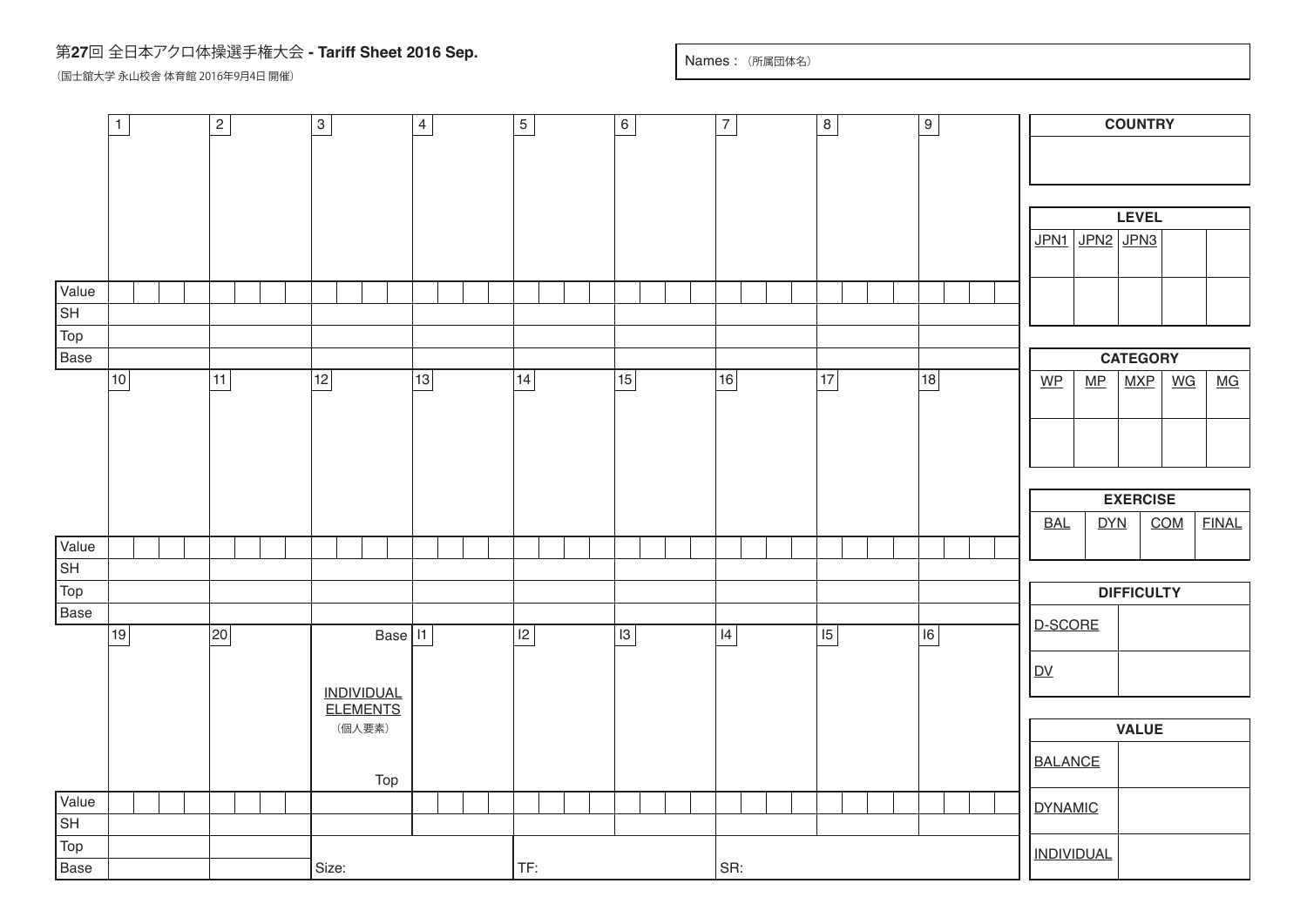# 第27回 全日本アクロ体操選手権大会 - Tariff Sheet 2016 Sep.

（国士舘大学 永山校舎 体育館 2016年9月4日 開催）

Names：（所属団体名）

| | 1 | 2 | 3 | 4 | 5 | 6 | 7 | 8 | 9 |
|---|---|---|---|---|---|---|---|---|---|
| Value | | | | | | | | | |
| SH | | | | | | | | | |
| Top | | | | | | | | | |
| Base | | | | | | | | | |

| | 10 | 11 | 12 | 13 | 14 | 15 | 16 | 17 | 18 |
|---|---|---|---|---|---|---|---|---|---|
| Value | | | | | | | | | |
| SH | | | | | | | | | |
| Top | | | | | | | | | |
| Base | | | | | | | | | |

| | 19 | 20 | INDIVIDUAL ELEMENTS（個人要素）Base / Top | I1 | I2 | I3 | I4 | I5 | I6 |
|---|---|---|---|---|---|---|---|---|---|
| Value | | | | | | | | | |
| SH | | | | | | | | | |
| Top | | | | | | | | | |
| Base | | | Size: | | TF: | | SR: | | |

| COUNTRY |
|---|
| |

| LEVEL | | | | |
|---|---|---|---|---|
| JPN1 | JPN2 | JPN3 | | |
| | | | | |

| CATEGORY | | | | |
|---|---|---|---|---|
| WP | MP | MXP | WG | MG |
| | | | | |

| EXERCISE | | | |
|---|---|---|---|
| BAL | DYN | COM | FINAL |

| DIFFICULTY | |
|---|---|
| D-SCORE | |
| DV | |

| VALUE | |
|---|---|
| BALANCE | |
| DYNAMIC | |
| INDIVIDUAL | |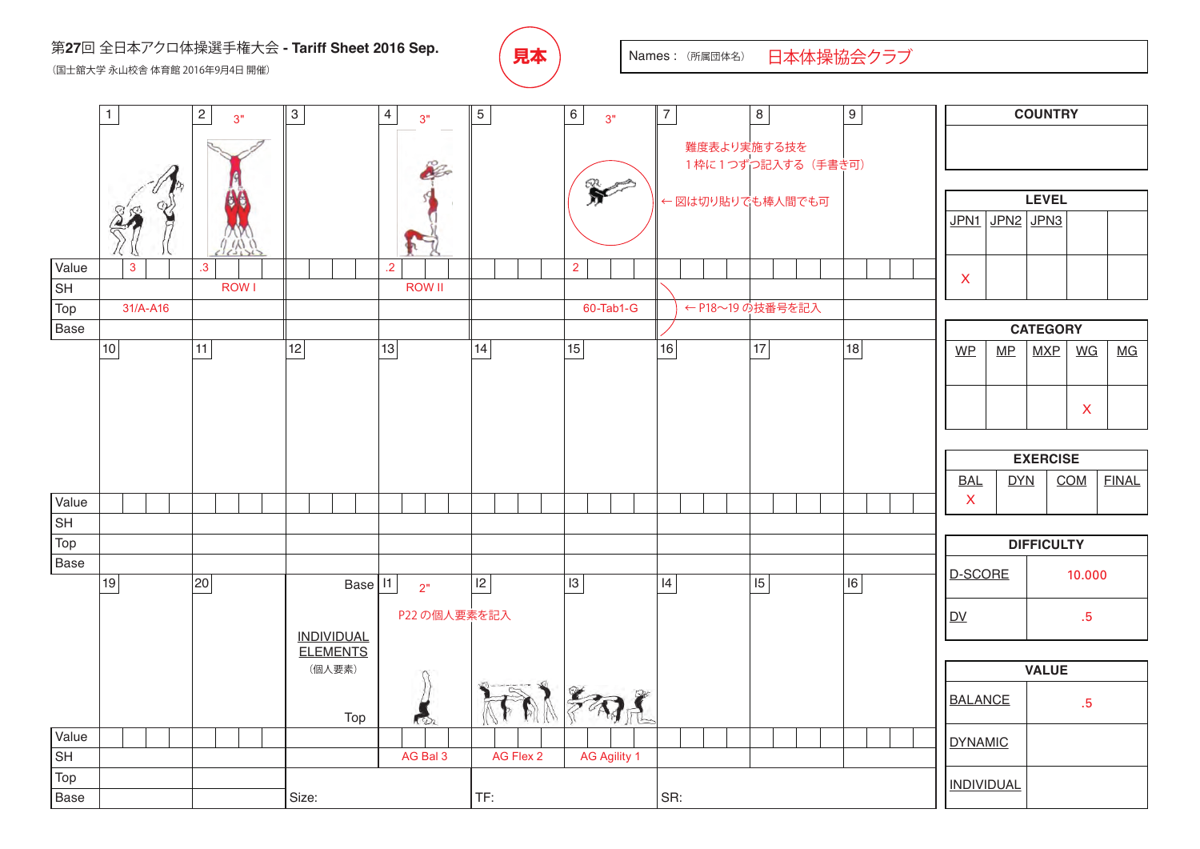第**27**回 全日本アクロ体操選手権大会 - **Tariff Sheet 2016 Sep.**

（国士舘大学 永山校舎 体育館 2016年9月4日 開催）

見本

Names：（所属団体名） 日本体操協会クラブ

| | 1 | 2 | 3 | 4 | 5 | 6 | 7 | 8 | 9 |
|---|---|---|---|---|---|---|---|---|---|
| | | 3" | | 3" | | 3" | | | |
| Value | 3 | .3 | | .2 | | 2 | | | |
| SH | | ROW I | | ROW II | | | | | |
| Top | 31/A-A16 | | | | | 60-Tab1-G | | | |
| Base | | | | | | | | | |

難度表より実施する技を1枠に1つずつ記入する（手書き可）

← 図は切り貼りでも棒人間でも可

← P18〜19 の技番号を記入

| | 10 | 11 | 12 | 13 | 14 | 15 | 16 | 17 | 18 |
|---|---|---|---|---|---|---|---|---|---|
| Value | | | | | | | | | |
| SH | | | | | | | | | |
| Top | | | | | | | | | |
| Base | | | | | | | | | |

| | 19 | 20 | INDIVIDUAL ELEMENTS（個人要素） Base / Top | I1 | I2 | I3 | I4 | I5 | I6 |
|---|---|---|---|---|---|---|---|---|---|
| | | | | 2" | | | | | |
| Value | | | | | | | | | |
| SH | | | | AG Bal 3 | AG Flex 2 | AG Agility 1 | | | |
| Top | | | | | | | | | |
| Base | | | Size: | | TF: | | SR: | | |

P22 の個人要素を記入

| COUNTRY |
|---|
| |

| LEVEL | | | | |
|---|---|---|---|---|
| JPN1 | JPN2 | JPN3 | | |
| X | | | | |

| CATEGORY | | | | |
|---|---|---|---|---|
| WP | MP | MXP | WG | MG |
| | | | X | |

| EXERCISE | | | |
|---|---|---|---|
| BAL | DYN | COM | FINAL |
| X | | | |

| DIFFICULTY | |
|---|---|
| D-SCORE | 10.000 |
| DV | .5 |

| VALUE | |
|---|---|
| BALANCE | .5 |
| DYNAMIC | |
| INDIVIDUAL | |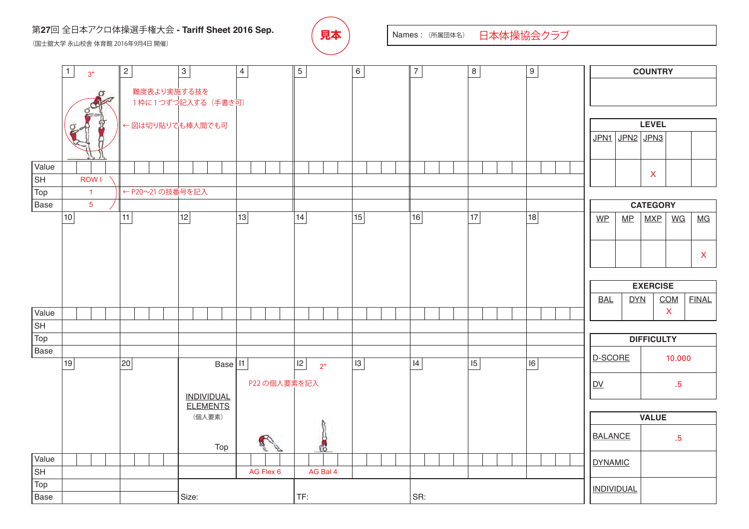# 第27回 全日本アクロ体操選手権大会 - Tariff Sheet 2016 Sep.

（国士舘大学 永山校舎 体育館 2016年9月4日 開催）

見本

Names：（所属団体名） 日本体操協会クラブ

| | 1 | 2 | 3 | 4 | 5 | 6 | 7 | 8 | 9 |
|---|---|---|---|---|---|---|---|---|---|
| | 3" ←図は切り貼りでも棒人間でも可 | 難度表より実施する技を1枠に1つずつ記入する（手書き可） | | | | | | | |
| Value | | | | | | | | | |
| SH | ROW I | | | | | | | | |
| Top | 1 ←P20～21 の技番号を記入 | | | | | | | | |
| Base | 5 | | | | | | | | |

| | 10 | 11 | 12 | 13 | 14 | 15 | 16 | 17 | 18 |
|---|---|---|---|---|---|---|---|---|---|
| Value | | | | | | | | | |
| SH | | | | | | | | | |
| Top | | | | | | | | | |
| Base | | | | | | | | | |

| | 19 | 20 | INDIVIDUAL ELEMENTS（個人要素） | I1 | I2 | I3 | I4 | I5 | I6 |
|---|---|---|---|---|---|---|---|---|---|
| | | | Base / Top | P22 の個人要素を記入 | 2" | | | | |
| Value | | | | | | | | | |
| SH | | | | AG Flex 6 | AG Bal 4 | | | | |
| Top | | | Size: | | TF: | | SR: | | |
| Base | | | | | | | | | |

| COUNTRY |
|---|
| |

| LEVEL | | | | |
|---|---|---|---|---|
| JPN1 | JPN2 | JPN3 | | |
| | | X | | |

| CATEGORY | | | | |
|---|---|---|---|---|
| WP | MP | MXP | WG | MG |
| | | | | X |

| EXERCISE | | | |
|---|---|---|---|
| BAL | DYN | COM | FINAL |
| | | X | |

| DIFFICULTY | |
|---|---|
| D-SCORE | 10.000 |
| DV | .5 |

| VALUE | |
|---|---|
| BALANCE | .5 |
| DYNAMIC | |
| INDIVIDUAL | |